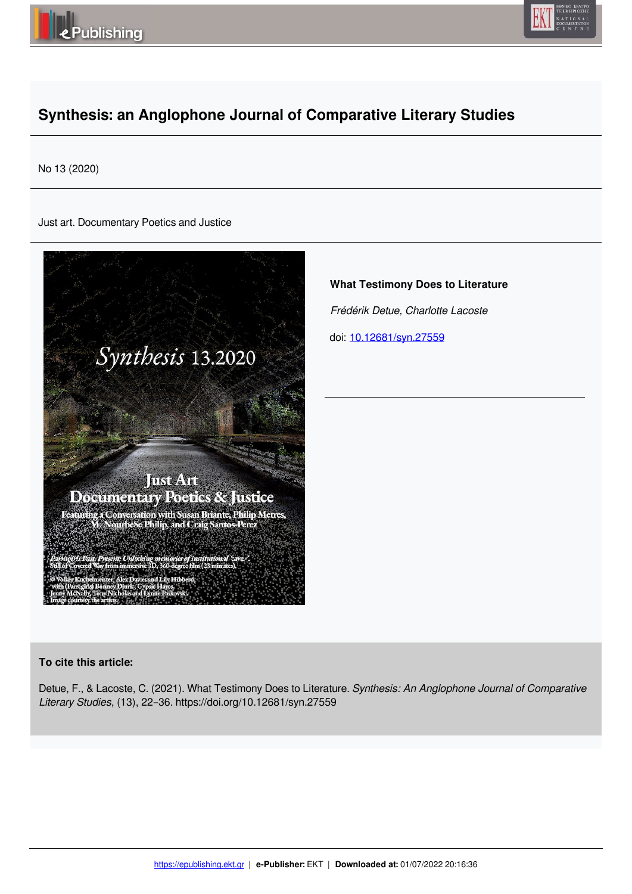# Synthesis: an Anglophone Journal of Comparative Literary Studies

No 13 (2020)

Just art. Documentary Poetics and Justice

**What Testimony Does to Literature**

*Frédérik Detue, Charlotte Lacoste*

doi: 10.12681/syn.27559

**To cite this article:**

Detue, F., & Lacoste, C. (2021). What Testimony Does to Literature. *Synthesis: An Anglophone Journal of Comparative Literary Studies*, (13), 22–36. https://doi.org/10.12681/syn.27559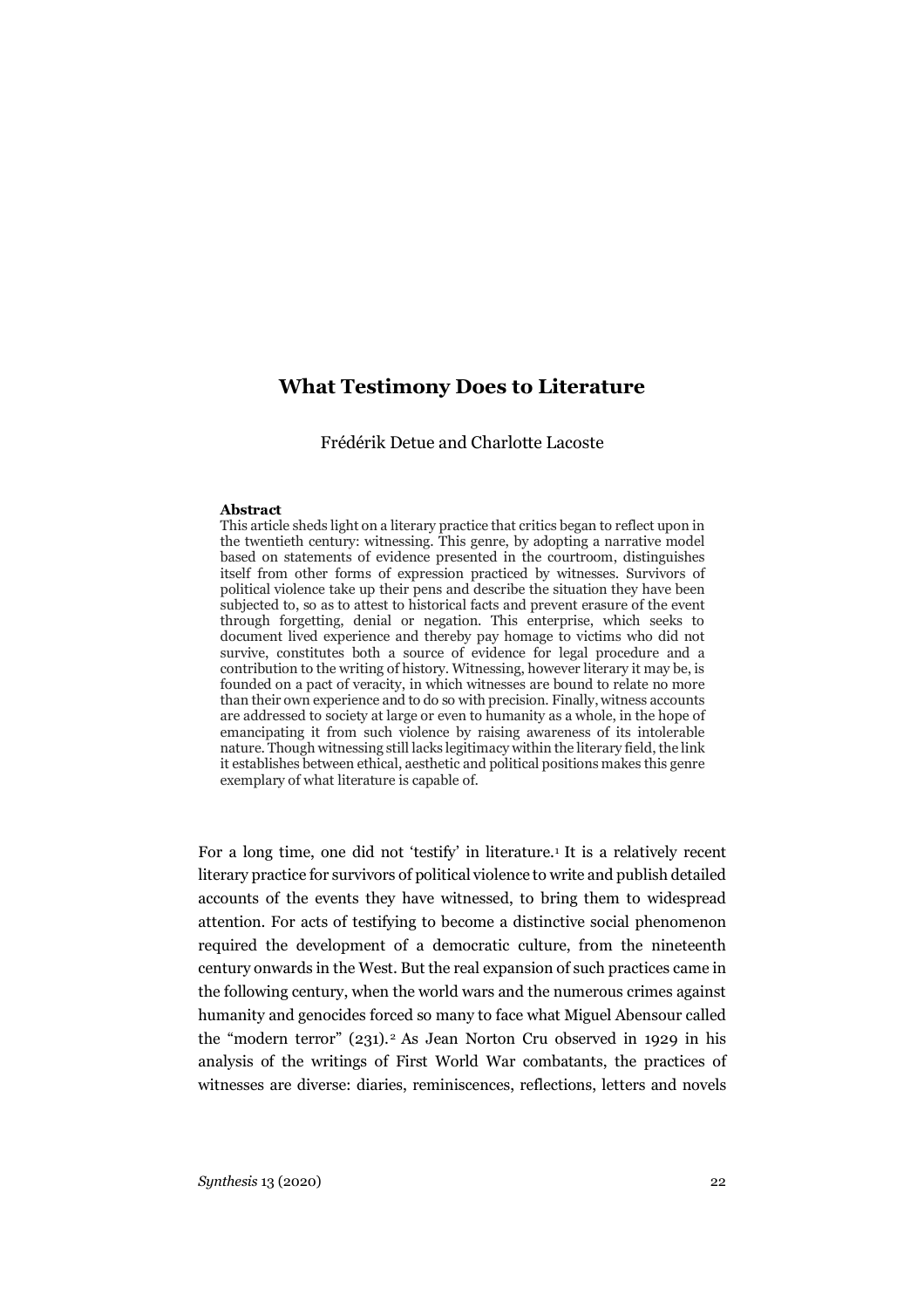# What Testimony Does to Literature

Frédérik Detue and Charlotte Lacoste

**Abstract**

This article sheds light on a literary practice that critics began to reflect upon in the twentieth century: witnessing. This genre, by adopting a narrative model based on statements of evidence presented in the courtroom, distinguishes itself from other forms of expression practiced by witnesses. Survivors of political violence take up their pens and describe the situation they have been subjected to, so as to attest to historical facts and prevent erasure of the event through forgetting, denial or negation. This enterprise, which seeks to document lived experience and thereby pay homage to victims who did not survive, constitutes both a source of evidence for legal procedure and a contribution to the writing of history. Witnessing, however literary it may be, is founded on a pact of veracity, in which witnesses are bound to relate no more than their own experience and to do so with precision. Finally, witness accounts are addressed to society at large or even to humanity as a whole, in the hope of emancipating it from such violence by raising awareness of its intolerable nature. Though witnessing still lacks legitimacy within the literary field, the link it establishes between ethical, aesthetic and political positions makes this genre exemplary of what literature is capable of.

For a long time, one did not 'testify' in literature.[1] It is a relatively recent literary practice for survivors of political violence to write and publish detailed accounts of the events they have witnessed, to bring them to widespread attention. For acts of testifying to become a distinctive social phenomenon required the development of a democratic culture, from the nineteenth century onwards in the West. But the real expansion of such practices came in the following century, when the world wars and the numerous crimes against humanity and genocides forced so many to face what Miguel Abensour called the "modern terror" (231).[2] As Jean Norton Cru observed in 1929 in his analysis of the writings of First World War combatants, the practices of witnesses are diverse: diaries, reminiscences, reflections, letters and novels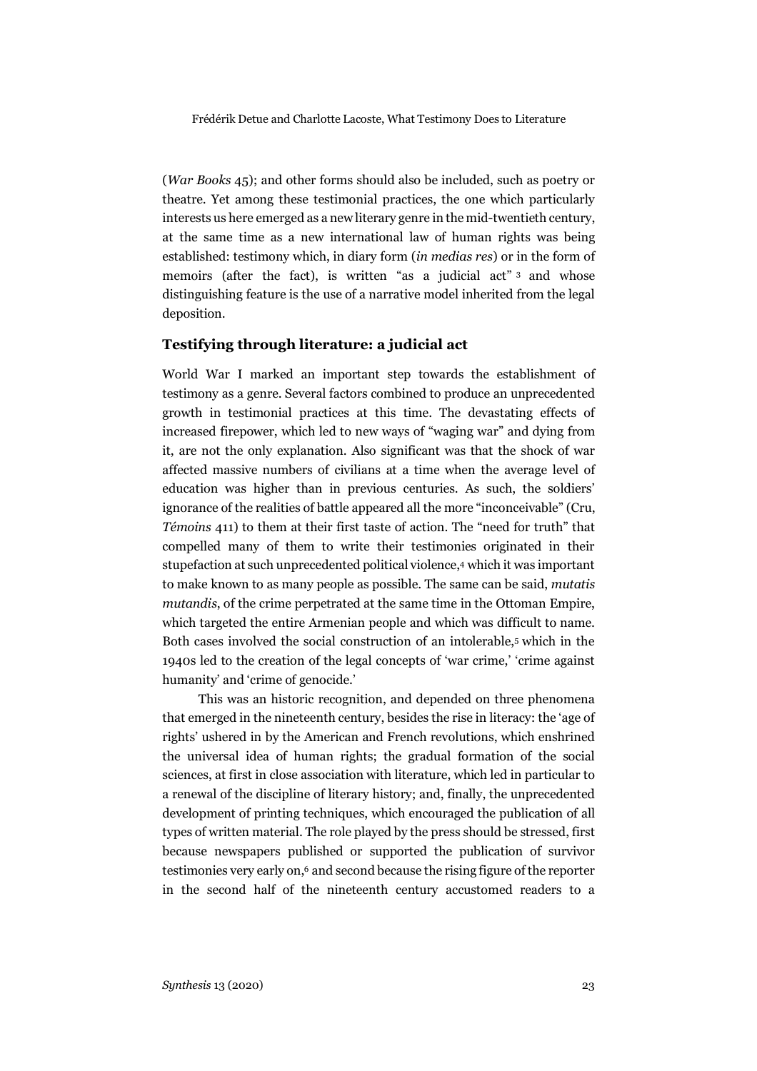(*War Books* 45); and other forms should also be included, such as poetry or theatre. Yet among these testimonial practices, the one which particularly interests us here emerged as a new literary genre in the mid-twentieth century, at the same time as a new international law of human rights was being established: testimony which, in diary form (*in medias res*) or in the form of memoirs (after the fact), is written "as a judicial act" [3] and whose distinguishing feature is the use of a narrative model inherited from the legal deposition.

## Testifying through literature: a judicial act

World War I marked an important step towards the establishment of testimony as a genre. Several factors combined to produce an unprecedented growth in testimonial practices at this time. The devastating effects of increased firepower, which led to new ways of "waging war" and dying from it, are not the only explanation. Also significant was that the shock of war affected massive numbers of civilians at a time when the average level of education was higher than in previous centuries. As such, the soldiers' ignorance of the realities of battle appeared all the more "inconceivable" (Cru, *Témoins* 411) to them at their first taste of action. The "need for truth" that compelled many of them to write their testimonies originated in their stupefaction at such unprecedented political violence,[4] which it was important to make known to as many people as possible. The same can be said, *mutatis mutandis*, of the crime perpetrated at the same time in the Ottoman Empire, which targeted the entire Armenian people and which was difficult to name. Both cases involved the social construction of an intolerable,[5] which in the 1940s led to the creation of the legal concepts of 'war crime,' 'crime against humanity' and 'crime of genocide.'

This was an historic recognition, and depended on three phenomena that emerged in the nineteenth century, besides the rise in literacy: the 'age of rights' ushered in by the American and French revolutions, which enshrined the universal idea of human rights; the gradual formation of the social sciences, at first in close association with literature, which led in particular to a renewal of the discipline of literary history; and, finally, the unprecedented development of printing techniques, which encouraged the publication of all types of written material. The role played by the press should be stressed, first because newspapers published or supported the publication of survivor testimonies very early on,[6] and second because the rising figure of the reporter in the second half of the nineteenth century accustomed readers to a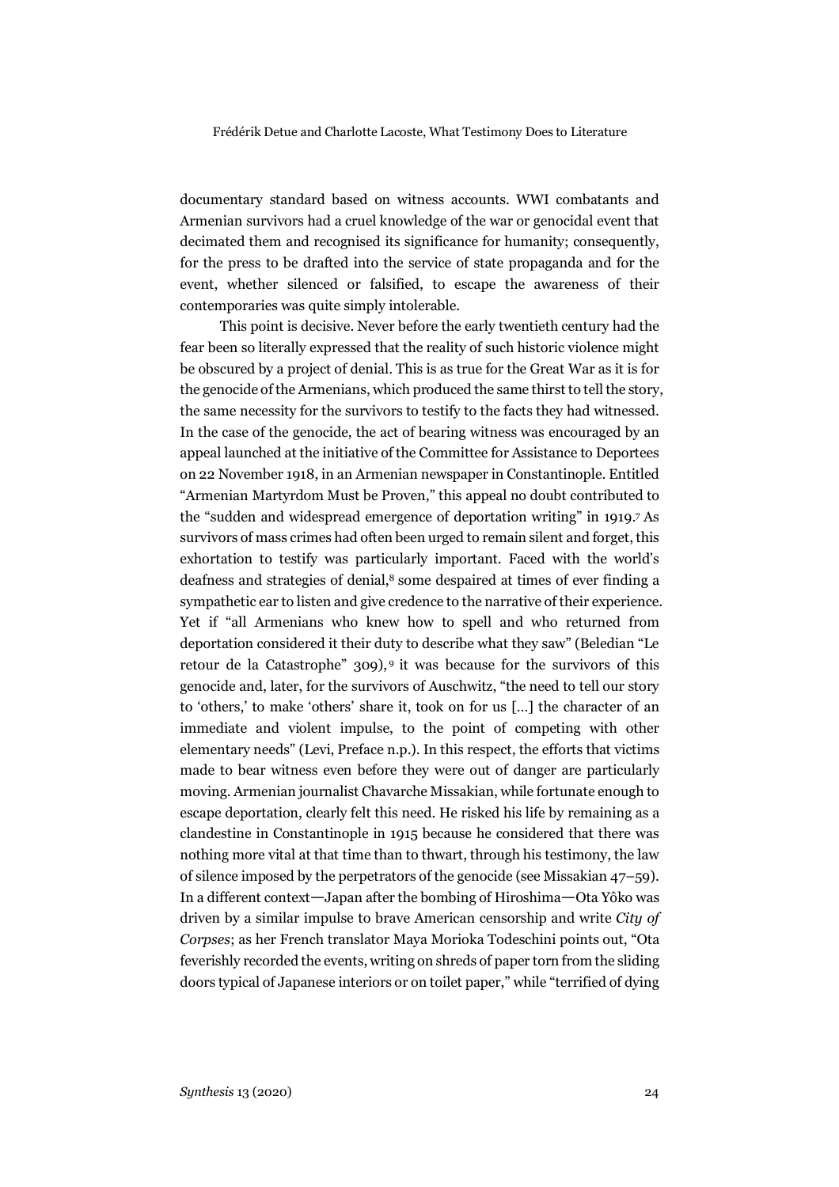documentary standard based on witness accounts. WWI combatants and Armenian survivors had a cruel knowledge of the war or genocidal event that decimated them and recognised its significance for humanity; consequently, for the press to be drafted into the service of state propaganda and for the event, whether silenced or falsified, to escape the awareness of their contemporaries was quite simply intolerable.

This point is decisive. Never before the early twentieth century had the fear been so literally expressed that the reality of such historic violence might be obscured by a project of denial. This is as true for the Great War as it is for the genocide of the Armenians, which produced the same thirst to tell the story, the same necessity for the survivors to testify to the facts they had witnessed. In the case of the genocide, the act of bearing witness was encouraged by an appeal launched at the initiative of the Committee for Assistance to Deportees on 22 November 1918, in an Armenian newspaper in Constantinople. Entitled "Armenian Martyrdom Must be Proven," this appeal no doubt contributed to the "sudden and widespread emergence of deportation writing" in 1919.[7] As survivors of mass crimes had often been urged to remain silent and forget, this exhortation to testify was particularly important. Faced with the world's deafness and strategies of denial,[8] some despaired at times of ever finding a sympathetic ear to listen and give credence to the narrative of their experience. Yet if "all Armenians who knew how to spell and who returned from deportation considered it their duty to describe what they saw" (Beledian "Le retour de la Catastrophe" 309),[9] it was because for the survivors of this genocide and, later, for the survivors of Auschwitz, "the need to tell our story to 'others,' to make 'others' share it, took on for us […] the character of an immediate and violent impulse, to the point of competing with other elementary needs" (Levi, Preface n.p.). In this respect, the efforts that victims made to bear witness even before they were out of danger are particularly moving. Armenian journalist Chavarche Missakian, while fortunate enough to escape deportation, clearly felt this need. He risked his life by remaining as a clandestine in Constantinople in 1915 because he considered that there was nothing more vital at that time than to thwart, through his testimony, the law of silence imposed by the perpetrators of the genocide (see Missakian 47–59). In a different context—Japan after the bombing of Hiroshima—Ota Yôko was driven by a similar impulse to brave American censorship and write *City of Corpses*; as her French translator Maya Morioka Todeschini points out, "Ota feverishly recorded the events, writing on shreds of paper torn from the sliding doors typical of Japanese interiors or on toilet paper," while "terrified of dying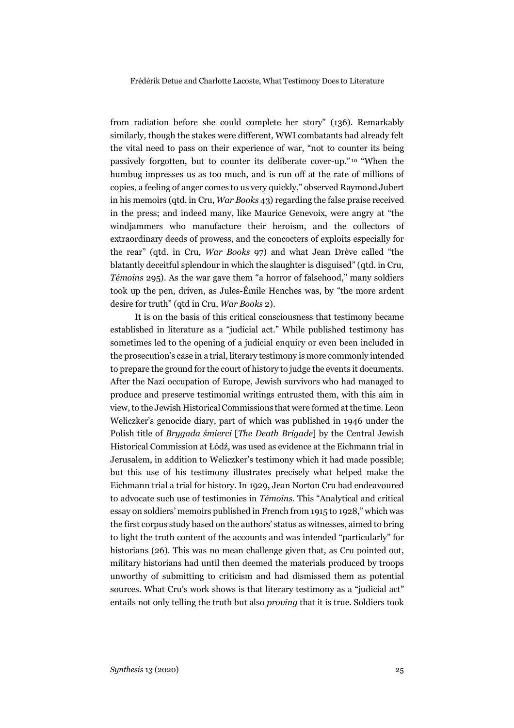from radiation before she could complete her story" (136). Remarkably similarly, though the stakes were different, WWI combatants had already felt the vital need to pass on their experience of war, "not to counter its being passively forgotten, but to counter its deliberate cover-up."[10] "When the humbug impresses us as too much, and is run off at the rate of millions of copies, a feeling of anger comes to us very quickly," observed Raymond Jubert in his memoirs (qtd. in Cru, *War Books* 43) regarding the false praise received in the press; and indeed many, like Maurice Genevoix, were angry at "the windjammers who manufacture their heroism, and the collectors of extraordinary deeds of prowess, and the concocters of exploits especially for the rear" (qtd. in Cru, *War Books* 97) and what Jean Drève called "the blatantly deceitful splendour in which the slaughter is disguised" (qtd. in Cru, *Témoins* 295). As the war gave them "a horror of falsehood," many soldiers took up the pen, driven, as Jules-Émile Henches was, by "the more ardent desire for truth" (qtd in Cru, *War Books* 2).

It is on the basis of this critical consciousness that testimony became established in literature as a "judicial act." While published testimony has sometimes led to the opening of a judicial enquiry or even been included in the prosecution's case in a trial, literary testimony is more commonly intended to prepare the ground for the court of history to judge the events it documents. After the Nazi occupation of Europe, Jewish survivors who had managed to produce and preserve testimonial writings entrusted them, with this aim in view, to the Jewish Historical Commissions that were formed at the time. Leon Weliczker's genocide diary, part of which was published in 1946 under the Polish title of *Brygada śmierci* [*The Death Brigade*] by the Central Jewish Historical Commission at Łódź, was used as evidence at the Eichmann trial in Jerusalem, in addition to Weliczker's testimony which it had made possible; but this use of his testimony illustrates precisely what helped make the Eichmann trial a trial for history. In 1929, Jean Norton Cru had endeavoured to advocate such use of testimonies in *Témoins*. This "Analytical and critical essay on soldiers' memoirs published in French from 1915 to 1928," which was the first corpus study based on the authors' status as witnesses, aimed to bring to light the truth content of the accounts and was intended "particularly" for historians (26). This was no mean challenge given that, as Cru pointed out, military historians had until then deemed the materials produced by troops unworthy of submitting to criticism and had dismissed them as potential sources. What Cru's work shows is that literary testimony as a "judicial act" entails not only telling the truth but also *proving* that it is true. Soldiers took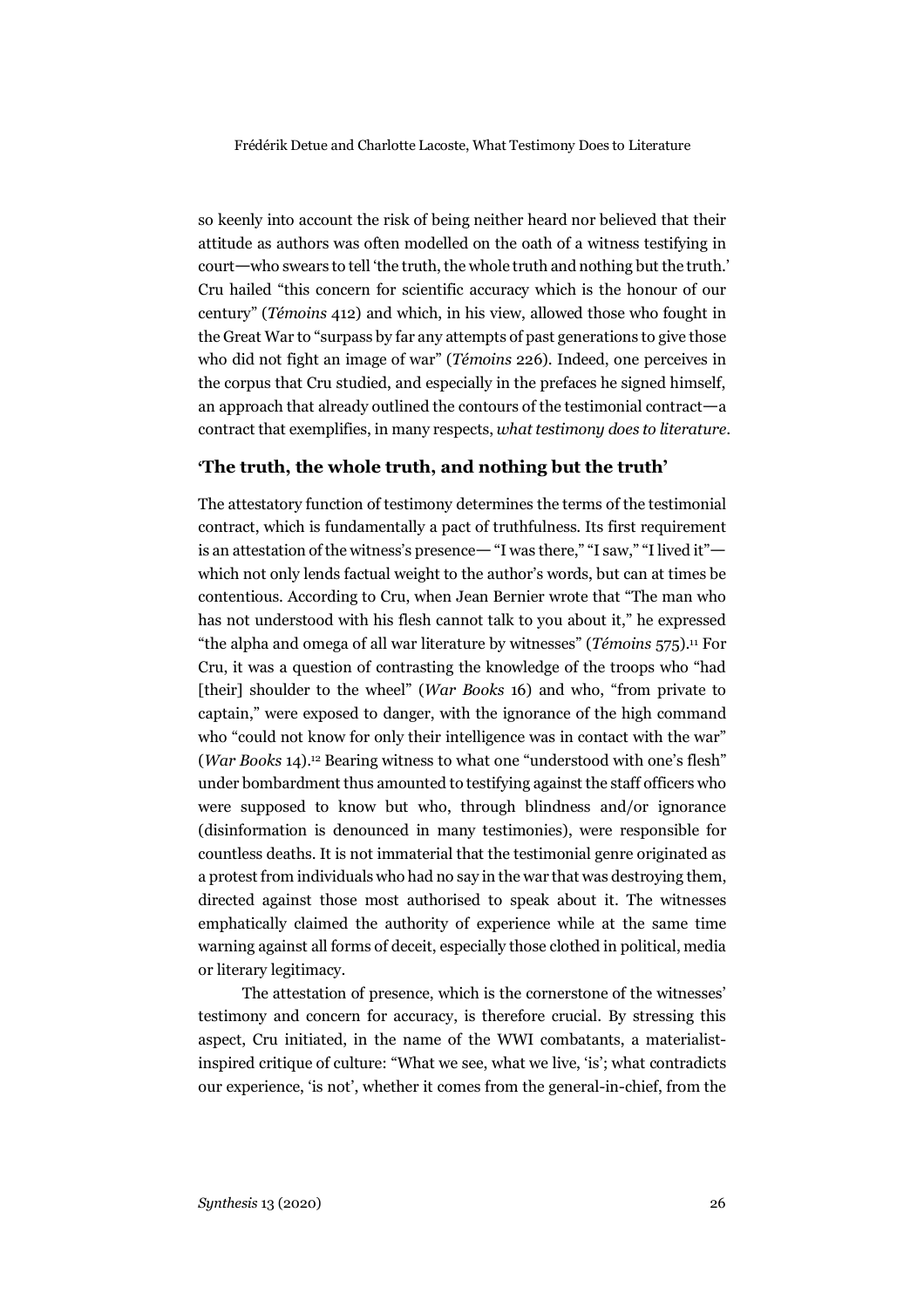so keenly into account the risk of being neither heard nor believed that their attitude as authors was often modelled on the oath of a witness testifying in court—who swears to tell 'the truth, the whole truth and nothing but the truth.' Cru hailed "this concern for scientific accuracy which is the honour of our century" (*Témoins* 412) and which, in his view, allowed those who fought in the Great War to "surpass by far any attempts of past generations to give those who did not fight an image of war" (*Témoins* 226). Indeed, one perceives in the corpus that Cru studied, and especially in the prefaces he signed himself, an approach that already outlined the contours of the testimonial contract—a contract that exemplifies, in many respects, *what testimony does to literature*.

## 'The truth, the whole truth, and nothing but the truth'

The attestatory function of testimony determines the terms of the testimonial contract, which is fundamentally a pact of truthfulness. Its first requirement is an attestation of the witness's presence— "I was there," "I saw," "I lived it"—which not only lends factual weight to the author's words, but can at times be contentious. According to Cru, when Jean Bernier wrote that "The man who has not understood with his flesh cannot talk to you about it," he expressed "the alpha and omega of all war literature by witnesses" (*Témoins* 575).[11] For Cru, it was a question of contrasting the knowledge of the troops who "had [their] shoulder to the wheel" (*War Books* 16) and who, "from private to captain," were exposed to danger, with the ignorance of the high command who "could not know for only their intelligence was in contact with the war" (*War Books* 14).[12] Bearing witness to what one "understood with one's flesh" under bombardment thus amounted to testifying against the staff officers who were supposed to know but who, through blindness and/or ignorance (disinformation is denounced in many testimonies), were responsible for countless deaths. It is not immaterial that the testimonial genre originated as a protest from individuals who had no say in the war that was destroying them, directed against those most authorised to speak about it. The witnesses emphatically claimed the authority of experience while at the same time warning against all forms of deceit, especially those clothed in political, media or literary legitimacy.

The attestation of presence, which is the cornerstone of the witnesses' testimony and concern for accuracy, is therefore crucial. By stressing this aspect, Cru initiated, in the name of the WWI combatants, a materialist-inspired critique of culture: "What we see, what we live, 'is'; what contradicts our experience, 'is not', whether it comes from the general-in-chief, from the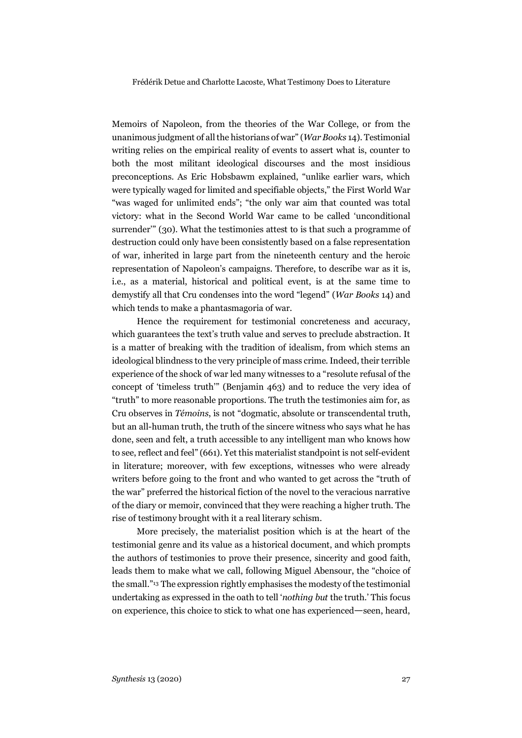Memoirs of Napoleon, from the theories of the War College, or from the unanimous judgment of all the historians of war" (*War Books* 14). Testimonial writing relies on the empirical reality of events to assert what is, counter to both the most militant ideological discourses and the most insidious preconceptions. As Eric Hobsbawm explained, "unlike earlier wars, which were typically waged for limited and specifiable objects," the First World War "was waged for unlimited ends"; "the only war aim that counted was total victory: what in the Second World War came to be called 'unconditional surrender'" (30). What the testimonies attest to is that such a programme of destruction could only have been consistently based on a false representation of war, inherited in large part from the nineteenth century and the heroic representation of Napoleon's campaigns. Therefore, to describe war as it is, i.e., as a material, historical and political event, is at the same time to demystify all that Cru condenses into the word "legend" (*War Books* 14) and which tends to make a phantasmagoria of war.

Hence the requirement for testimonial concreteness and accuracy, which guarantees the text's truth value and serves to preclude abstraction. It is a matter of breaking with the tradition of idealism, from which stems an ideological blindness to the very principle of mass crime. Indeed, their terrible experience of the shock of war led many witnesses to a "resolute refusal of the concept of 'timeless truth'" (Benjamin 463) and to reduce the very idea of "truth" to more reasonable proportions. The truth the testimonies aim for, as Cru observes in *Témoins*, is not "dogmatic, absolute or transcendental truth, but an all-human truth, the truth of the sincere witness who says what he has done, seen and felt, a truth accessible to any intelligent man who knows how to see, reflect and feel" (661). Yet this materialist standpoint is not self-evident in literature; moreover, with few exceptions, witnesses who were already writers before going to the front and who wanted to get across the "truth of the war" preferred the historical fiction of the novel to the veracious narrative of the diary or memoir, convinced that they were reaching a higher truth. The rise of testimony brought with it a real literary schism.

More precisely, the materialist position which is at the heart of the testimonial genre and its value as a historical document, and which prompts the authors of testimonies to prove their presence, sincerity and good faith, leads them to make what we call, following Miguel Abensour, the "choice of the small."[13] The expression rightly emphasises the modesty of the testimonial undertaking as expressed in the oath to tell '*nothing but* the truth.' This focus on experience, this choice to stick to what one has experienced—seen, heard,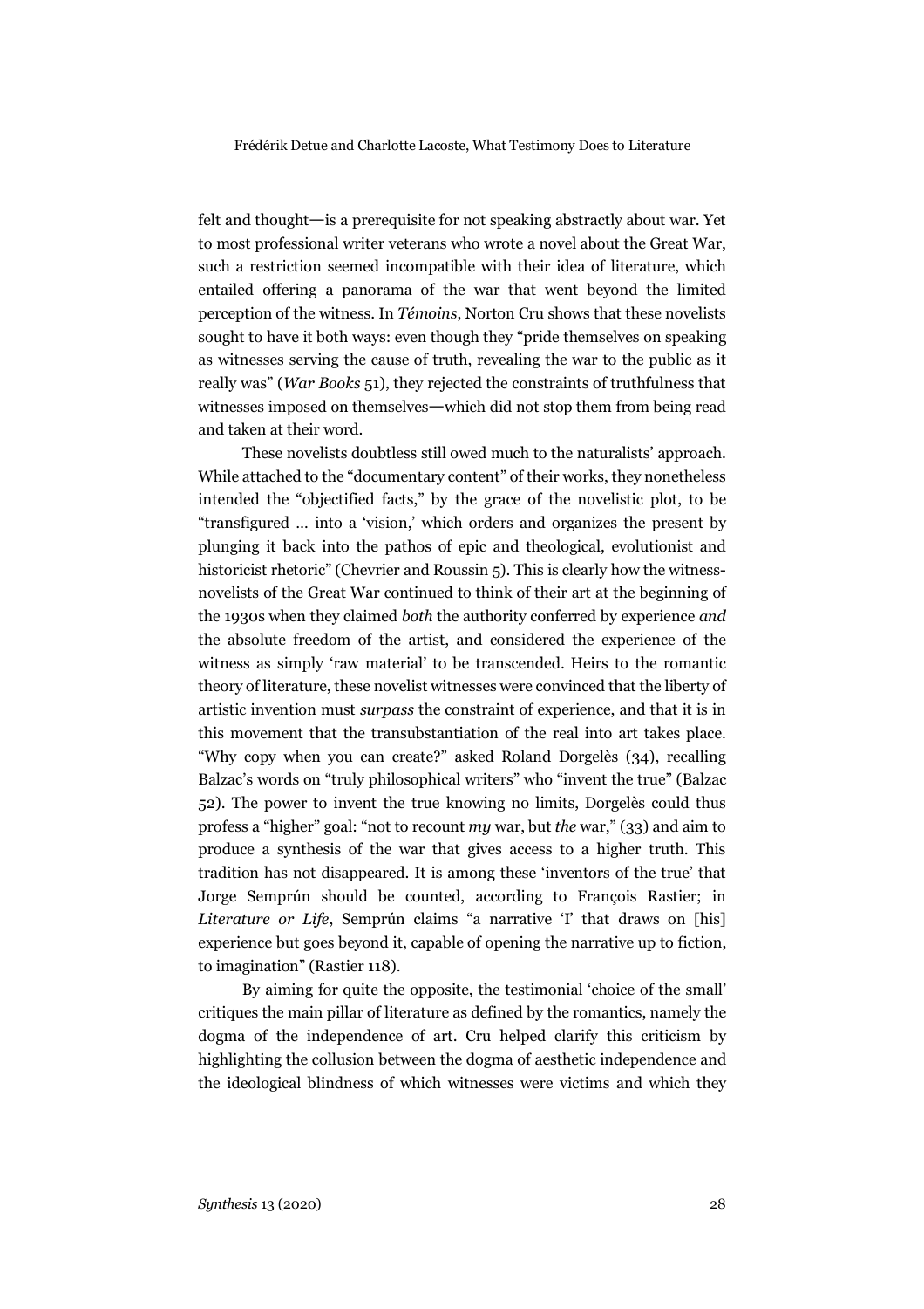felt and thought—is a prerequisite for not speaking abstractly about war. Yet to most professional writer veterans who wrote a novel about the Great War, such a restriction seemed incompatible with their idea of literature, which entailed offering a panorama of the war that went beyond the limited perception of the witness. In *Témoins*, Norton Cru shows that these novelists sought to have it both ways: even though they "pride themselves on speaking as witnesses serving the cause of truth, revealing the war to the public as it really was" (*War Books* 51), they rejected the constraints of truthfulness that witnesses imposed on themselves—which did not stop them from being read and taken at their word.

These novelists doubtless still owed much to the naturalists' approach. While attached to the "documentary content" of their works, they nonetheless intended the "objectified facts," by the grace of the novelistic plot, to be "transfigured … into a 'vision,' which orders and organizes the present by plunging it back into the pathos of epic and theological, evolutionist and historicist rhetoric" (Chevrier and Roussin 5). This is clearly how the witness-novelists of the Great War continued to think of their art at the beginning of the 1930s when they claimed *both* the authority conferred by experience *and* the absolute freedom of the artist, and considered the experience of the witness as simply 'raw material' to be transcended. Heirs to the romantic theory of literature, these novelist witnesses were convinced that the liberty of artistic invention must *surpass* the constraint of experience, and that it is in this movement that the transubstantiation of the real into art takes place. "Why copy when you can create?" asked Roland Dorgelès (34), recalling Balzac's words on "truly philosophical writers" who "invent the true" (Balzac 52). The power to invent the true knowing no limits, Dorgelès could thus profess a "higher" goal: "not to recount *my* war, but *the* war," (33) and aim to produce a synthesis of the war that gives access to a higher truth. This tradition has not disappeared. It is among these 'inventors of the true' that Jorge Semprún should be counted, according to François Rastier; in *Literature or Life*, Semprún claims "a narrative 'I' that draws on [his] experience but goes beyond it, capable of opening the narrative up to fiction, to imagination" (Rastier 118).

By aiming for quite the opposite, the testimonial 'choice of the small' critiques the main pillar of literature as defined by the romantics, namely the dogma of the independence of art. Cru helped clarify this criticism by highlighting the collusion between the dogma of aesthetic independence and the ideological blindness of which witnesses were victims and which they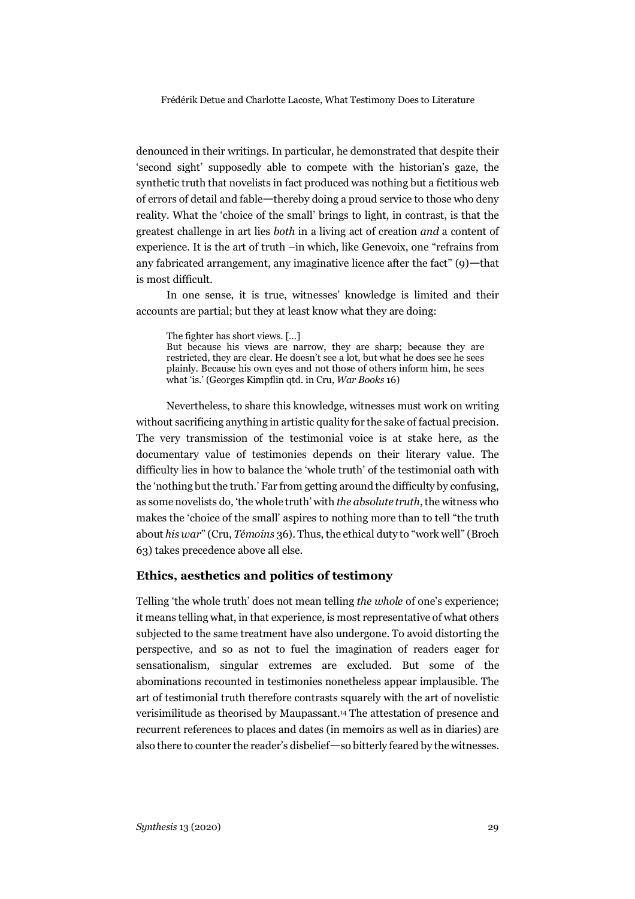denounced in their writings. In particular, he demonstrated that despite their 'second sight' supposedly able to compete with the historian's gaze, the synthetic truth that novelists in fact produced was nothing but a fictitious web of errors of detail and fable—thereby doing a proud service to those who deny reality. What the 'choice of the small' brings to light, in contrast, is that the greatest challenge in art lies *both* in a living act of creation *and* a content of experience. It is the art of truth –in which, like Genevoix, one "refrains from any fabricated arrangement, any imaginative licence after the fact" (9)—that is most difficult.

In one sense, it is true, witnesses' knowledge is limited and their accounts are partial; but they at least know what they are doing:

> The fighter has short views. […]
> But because his views are narrow, they are sharp; because they are restricted, they are clear. He doesn't see a lot, but what he does see he sees plainly. Because his own eyes and not those of others inform him, he sees what 'is.' (Georges Kimpflin qtd. in Cru, *War Books* 16)

Nevertheless, to share this knowledge, witnesses must work on writing without sacrificing anything in artistic quality for the sake of factual precision. The very transmission of the testimonial voice is at stake here, as the documentary value of testimonies depends on their literary value. The difficulty lies in how to balance the 'whole truth' of the testimonial oath with the 'nothing but the truth.' Far from getting around the difficulty by confusing, as some novelists do, 'the whole truth' with *the absolute truth*, the witness who makes the 'choice of the small' aspires to nothing more than to tell "the truth about *his war*" (Cru, *Témoins* 36). Thus, the ethical duty to "work well" (Broch 63) takes precedence above all else.

## Ethics, aesthetics and politics of testimony

Telling 'the whole truth' does not mean telling *the whole* of one's experience; it means telling what, in that experience, is most representative of what others subjected to the same treatment have also undergone. To avoid distorting the perspective, and so as not to fuel the imagination of readers eager for sensationalism, singular extremes are excluded. But some of the abominations recounted in testimonies nonetheless appear implausible. The art of testimonial truth therefore contrasts squarely with the art of novelistic verisimilitude as theorised by Maupassant.[14] The attestation of presence and recurrent references to places and dates (in memoirs as well as in diaries) are also there to counter the reader's disbelief—so bitterly feared by the witnesses.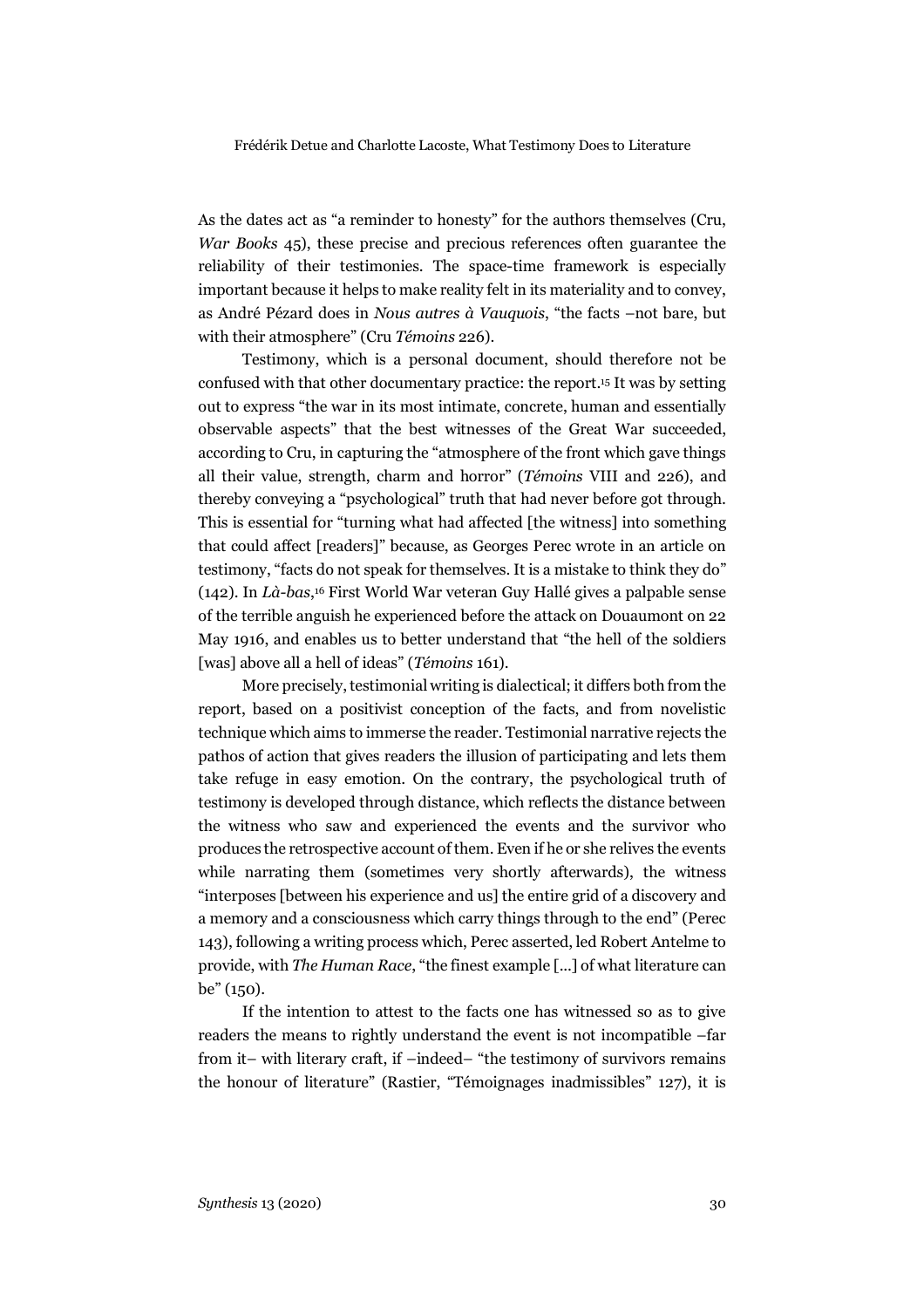As the dates act as "a reminder to honesty" for the authors themselves (Cru, *War Books* 45), these precise and precious references often guarantee the reliability of their testimonies. The space-time framework is especially important because it helps to make reality felt in its materiality and to convey, as André Pézard does in *Nous autres à Vauquois*, "the facts –not bare, but with their atmosphere" (Cru *Témoins* 226).

Testimony, which is a personal document, should therefore not be confused with that other documentary practice: the report.[15] It was by setting out to express "the war in its most intimate, concrete, human and essentially observable aspects" that the best witnesses of the Great War succeeded, according to Cru, in capturing the "atmosphere of the front which gave things all their value, strength, charm and horror" (*Témoins* VIII and 226), and thereby conveying a "psychological" truth that had never before got through. This is essential for "turning what had affected [the witness] into something that could affect [readers]" because, as Georges Perec wrote in an article on testimony, "facts do not speak for themselves. It is a mistake to think they do" (142). In *Là-bas*,[16] First World War veteran Guy Hallé gives a palpable sense of the terrible anguish he experienced before the attack on Douaumont on 22 May 1916, and enables us to better understand that "the hell of the soldiers [was] above all a hell of ideas" (*Témoins* 161).

More precisely, testimonial writing is dialectical; it differs both from the report, based on a positivist conception of the facts, and from novelistic technique which aims to immerse the reader. Testimonial narrative rejects the pathos of action that gives readers the illusion of participating and lets them take refuge in easy emotion. On the contrary, the psychological truth of testimony is developed through distance, which reflects the distance between the witness who saw and experienced the events and the survivor who produces the retrospective account of them. Even if he or she relives the events while narrating them (sometimes very shortly afterwards), the witness "interposes [between his experience and us] the entire grid of a discovery and a memory and a consciousness which carry things through to the end" (Perec 143), following a writing process which, Perec asserted, led Robert Antelme to provide, with *The Human Race*, "the finest example [...] of what literature can be" (150).

If the intention to attest to the facts one has witnessed so as to give readers the means to rightly understand the event is not incompatible –far from it– with literary craft, if –indeed– "the testimony of survivors remains the honour of literature" (Rastier, "Témoignages inadmissibles" 127), it is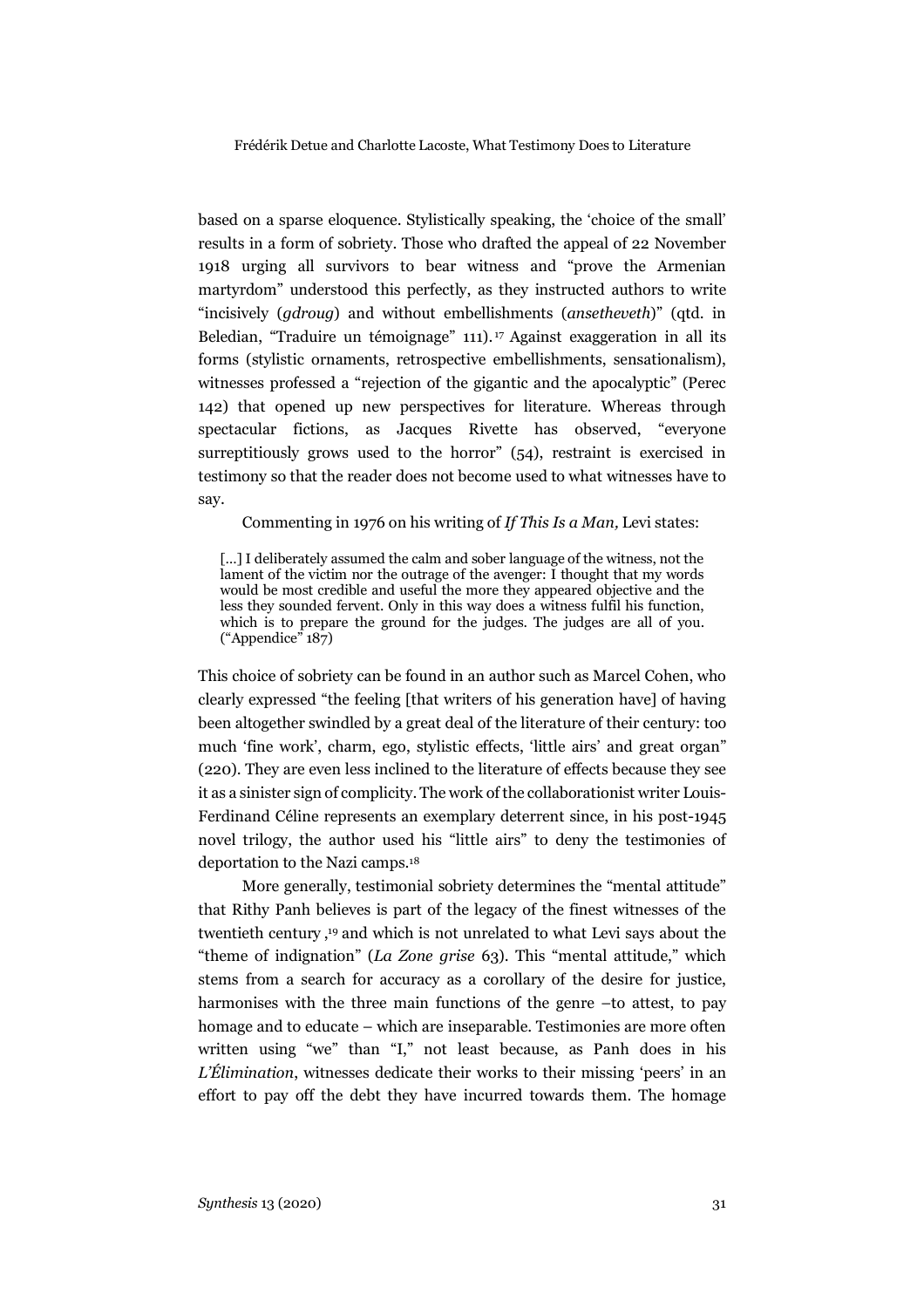based on a sparse eloquence. Stylistically speaking, the 'choice of the small' results in a form of sobriety. Those who drafted the appeal of 22 November 1918 urging all survivors to bear witness and "prove the Armenian martyrdom" understood this perfectly, as they instructed authors to write "incisively (*gdroug*) and without embellishments (*ansetheveth*)" (qtd. in Beledian, "Traduire un témoignage" 111).[17] Against exaggeration in all its forms (stylistic ornaments, retrospective embellishments, sensationalism), witnesses professed a "rejection of the gigantic and the apocalyptic" (Perec 142) that opened up new perspectives for literature. Whereas through spectacular fictions, as Jacques Rivette has observed, "everyone surreptitiously grows used to the horror" (54), restraint is exercised in testimony so that the reader does not become used to what witnesses have to say.

Commenting in 1976 on his writing of *If This Is a Man,* Levi states:

> [...] I deliberately assumed the calm and sober language of the witness, not the lament of the victim nor the outrage of the avenger: I thought that my words would be most credible and useful the more they appeared objective and the less they sounded fervent. Only in this way does a witness fulfil his function, which is to prepare the ground for the judges. The judges are all of you. ("Appendice" 187)

This choice of sobriety can be found in an author such as Marcel Cohen, who clearly expressed "the feeling [that writers of his generation have] of having been altogether swindled by a great deal of the literature of their century: too much 'fine work', charm, ego, stylistic effects, 'little airs' and great organ" (220). They are even less inclined to the literature of effects because they see it as a sinister sign of complicity. The work of the collaborationist writer Louis-Ferdinand Céline represents an exemplary deterrent since, in his post-1945 novel trilogy, the author used his "little airs" to deny the testimonies of deportation to the Nazi camps.[18]

More generally, testimonial sobriety determines the "mental attitude" that Rithy Panh believes is part of the legacy of the finest witnesses of the twentieth century ,[19] and which is not unrelated to what Levi says about the "theme of indignation" (*La Zone grise* 63). This "mental attitude," which stems from a search for accuracy as a corollary of the desire for justice, harmonises with the three main functions of the genre –to attest, to pay homage and to educate – which are inseparable. Testimonies are more often written using "we" than "I," not least because, as Panh does in his *L'Élimination*, witnesses dedicate their works to their missing 'peers' in an effort to pay off the debt they have incurred towards them. The homage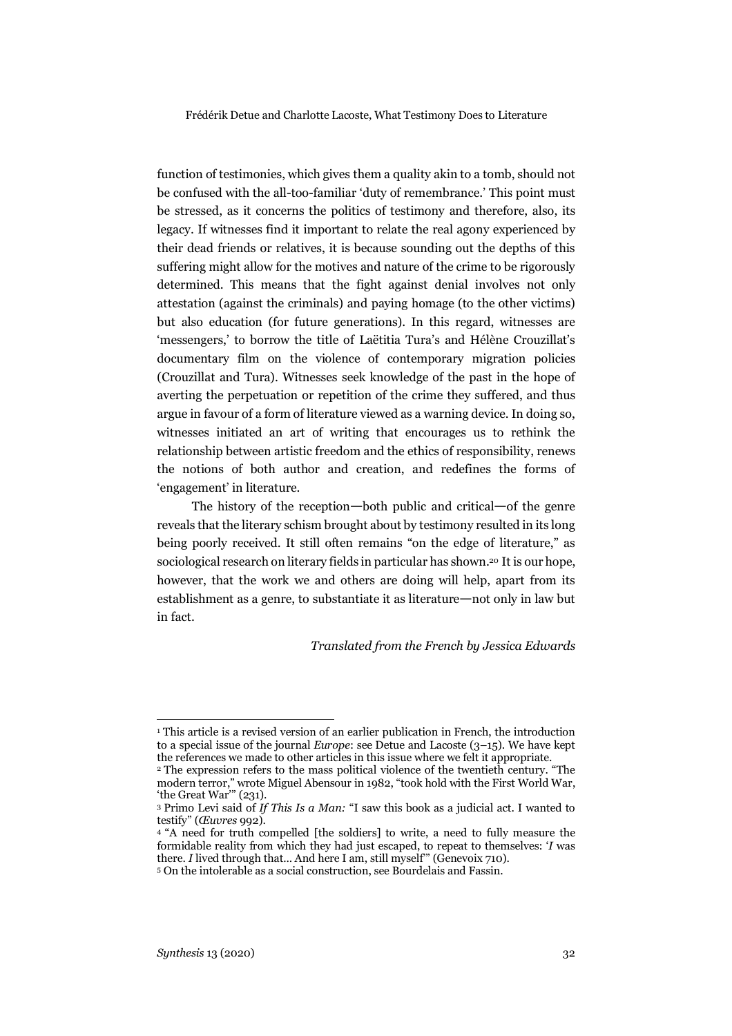function of testimonies, which gives them a quality akin to a tomb, should not be confused with the all-too-familiar 'duty of remembrance.' This point must be stressed, as it concerns the politics of testimony and therefore, also, its legacy. If witnesses find it important to relate the real agony experienced by their dead friends or relatives, it is because sounding out the depths of this suffering might allow for the motives and nature of the crime to be rigorously determined. This means that the fight against denial involves not only attestation (against the criminals) and paying homage (to the other victims) but also education (for future generations). In this regard, witnesses are 'messengers,' to borrow the title of Laëtitia Tura's and Hélène Crouzillat's documentary film on the violence of contemporary migration policies (Crouzillat and Tura). Witnesses seek knowledge of the past in the hope of averting the perpetuation or repetition of the crime they suffered, and thus argue in favour of a form of literature viewed as a warning device. In doing so, witnesses initiated an art of writing that encourages us to rethink the relationship between artistic freedom and the ethics of responsibility, renews the notions of both author and creation, and redefines the forms of 'engagement' in literature.

The history of the reception—both public and critical—of the genre reveals that the literary schism brought about by testimony resulted in its long being poorly received. It still often remains "on the edge of literature," as sociological research on literary fields in particular has shown.[20] It is our hope, however, that the work we and others are doing will help, apart from its establishment as a genre, to substantiate it as literature—not only in law but in fact.

*Translated from the French by Jessica Edwards*

---

[1] This article is a revised version of an earlier publication in French, the introduction to a special issue of the journal *Europe*: see Detue and Lacoste (3–15). We have kept the references we made to other articles in this issue where we felt it appropriate.

[2] The expression refers to the mass political violence of the twentieth century. "The modern terror," wrote Miguel Abensour in 1982, "took hold with the First World War, 'the Great War'" (231).

[3] Primo Levi said of *If This Is a Man:* "I saw this book as a judicial act. I wanted to testify" (*Œuvres* 992).

[4] "A need for truth compelled [the soldiers] to write, a need to fully measure the formidable reality from which they had just escaped, to repeat to themselves: '*I* was there. *I* lived through that… And here I am, still myself'" (Genevoix 710).

[5] On the intolerable as a social construction, see Bourdelais and Fassin.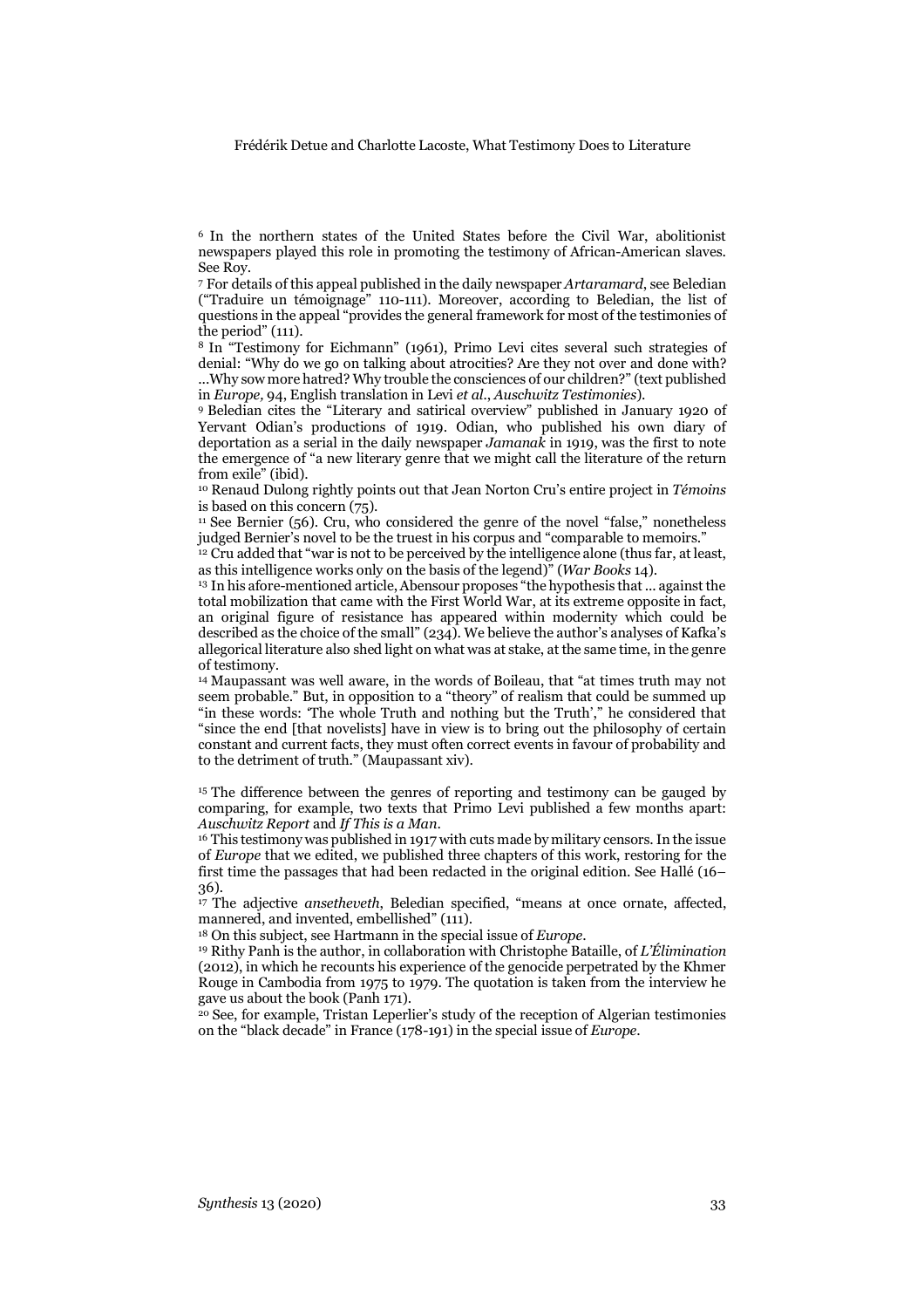[6] In the northern states of the United States before the Civil War, abolitionist newspapers played this role in promoting the testimony of African-American slaves. See Roy.

[7] For details of this appeal published in the daily newspaper *Artaramard*, see Beledian ("Traduire un témoignage" 110-111). Moreover, according to Beledian, the list of questions in the appeal "provides the general framework for most of the testimonies of the period" (111).

[8] In "Testimony for Eichmann" (1961), Primo Levi cites several such strategies of denial: "Why do we go on talking about atrocities? Are they not over and done with? …Why sow more hatred? Why trouble the consciences of our children?" (text published in *Europe,* 94, English translation in Levi *et al*., *Auschwitz Testimonies*).

[9] Beledian cites the "Literary and satirical overview" published in January 1920 of Yervant Odian's productions of 1919. Odian, who published his own diary of deportation as a serial in the daily newspaper *Jamanak* in 1919, was the first to note the emergence of "a new literary genre that we might call the literature of the return from exile" (ibid).

[10] Renaud Dulong rightly points out that Jean Norton Cru's entire project in *Témoins* is based on this concern (75).

[11] See Bernier (56). Cru, who considered the genre of the novel "false," nonetheless judged Bernier's novel to be the truest in his corpus and "comparable to memoirs."

[12] Cru added that "war is not to be perceived by the intelligence alone (thus far, at least, as this intelligence works only on the basis of the legend)" (*War Books* 14).

[13] In his afore-mentioned article, Abensour proposes "the hypothesis that … against the total mobilization that came with the First World War, at its extreme opposite in fact, an original figure of resistance has appeared within modernity which could be described as the choice of the small" (234). We believe the author's analyses of Kafka's allegorical literature also shed light on what was at stake, at the same time, in the genre of testimony.

[14] Maupassant was well aware, in the words of Boileau, that "at times truth may not seem probable." But, in opposition to a "theory" of realism that could be summed up "in these words: 'The whole Truth and nothing but the Truth'," he considered that "since the end [that novelists] have in view is to bring out the philosophy of certain constant and current facts, they must often correct events in favour of probability and to the detriment of truth." (Maupassant xiv).

[15] The difference between the genres of reporting and testimony can be gauged by comparing, for example, two texts that Primo Levi published a few months apart: *Auschwitz Report* and *If This is a Man*.

[16] This testimony was published in 1917 with cuts made by military censors. In the issue of *Europe* that we edited, we published three chapters of this work, restoring for the first time the passages that had been redacted in the original edition. See Hallé (16–36).

[17] The adjective *ansetheveth*, Beledian specified, "means at once ornate, affected, mannered, and invented, embellished" (111).

[18] On this subject, see Hartmann in the special issue of *Europe*.

[19] Rithy Panh is the author, in collaboration with Christophe Bataille, of *L'Élimination* (2012), in which he recounts his experience of the genocide perpetrated by the Khmer Rouge in Cambodia from 1975 to 1979. The quotation is taken from the interview he gave us about the book (Panh 171).

[20] See, for example, Tristan Leperlier's study of the reception of Algerian testimonies on the "black decade" in France (178-191) in the special issue of *Europe*.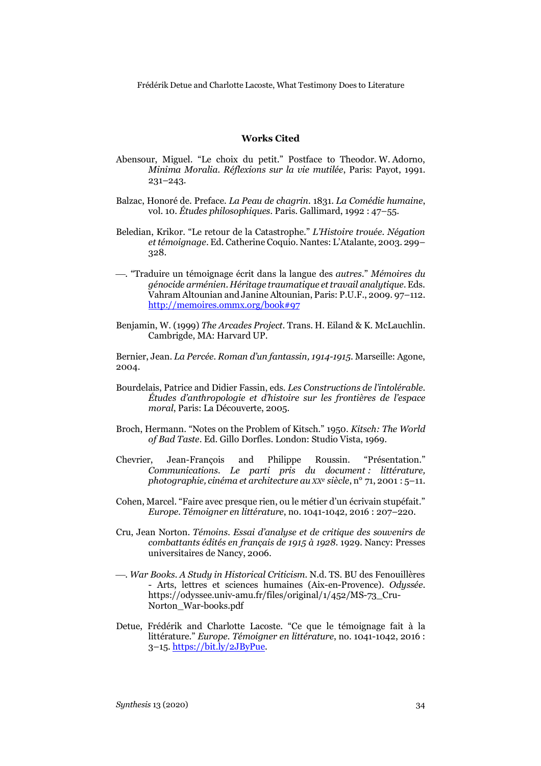## Works Cited

Abensour, Miguel. "Le choix du petit." Postface to Theodor. W. Adorno, *Minima Moralia. Réflexions sur la vie mutilée*, Paris: Payot, 1991. 231–243.

Balzac, Honoré de. Preface. *La Peau de chagrin*. 1831. *La Comédie humaine*, vol. 10. *Études philosophiques*. Paris. Gallimard, 1992 : 47–55.

Beledian, Krikor. "Le retour de la Catastrophe." *L'Histoire trouée. Négation et témoignage*. Ed. Catherine Coquio. Nantes: L'Atalante, 2003. 299–328.

—. "Traduire un témoignage écrit dans la langue des *autres*." *Mémoires du génocide arménien. Héritage traumatique et travail analytique*. Eds. Vahram Altounian and Janine Altounian, Paris: P.U.F., 2009. 97–112. http://memoires.ommx.org/book#97

Benjamin, W. (1999) *The Arcades Project*. Trans. H. Eiland & K. McLauchlin. Cambrigde, MA: Harvard UP.

Bernier, Jean. *La Percée. Roman d'un fantassin, 1914-1915*. Marseille: Agone, 2004.

Bourdelais, Patrice and Didier Fassin, eds. *Les Constructions de l'intolérable. Études d'anthropologie et d'histoire sur les frontières de l'espace moral*, Paris: La Découverte, 2005.

Broch, Hermann. "Notes on the Problem of Kitsch." 1950. *Kitsch: The World of Bad Taste*. Ed. Gillo Dorfles. London: Studio Vista, 1969.

Chevrier, Jean-François and Philippe Roussin. "Présentation." *Communications. Le parti pris du document : littérature, photographie, cinéma et architecture au XXe siècle*, n° 71, 2001 : 5–11.

Cohen, Marcel. "Faire avec presque rien, ou le métier d'un écrivain stupéfait." *Europe. Témoigner en littérature*, no. 1041-1042, 2016 : 207–220.

Cru, Jean Norton. *Témoins. Essai d'analyse et de critique des souvenirs de combattants édités en français de 1915 à 1928*. 1929. Nancy: Presses universitaires de Nancy, 2006.

—. *War Books. A Study in Historical Criticism*. N.d. TS. BU des Fenouillères - Arts, lettres et sciences humaines (Aix-en-Provence). *Odyssée*. https://odyssee.univ-amu.fr/files/original/1/452/MS-73_Cru-Norton_War-books.pdf

Detue, Frédérik and Charlotte Lacoste. "Ce que le témoignage fait à la littérature." *Europe. Témoigner en littérature*, no. 1041-1042, 2016 : 3–15. https://bit.ly/2JByPue.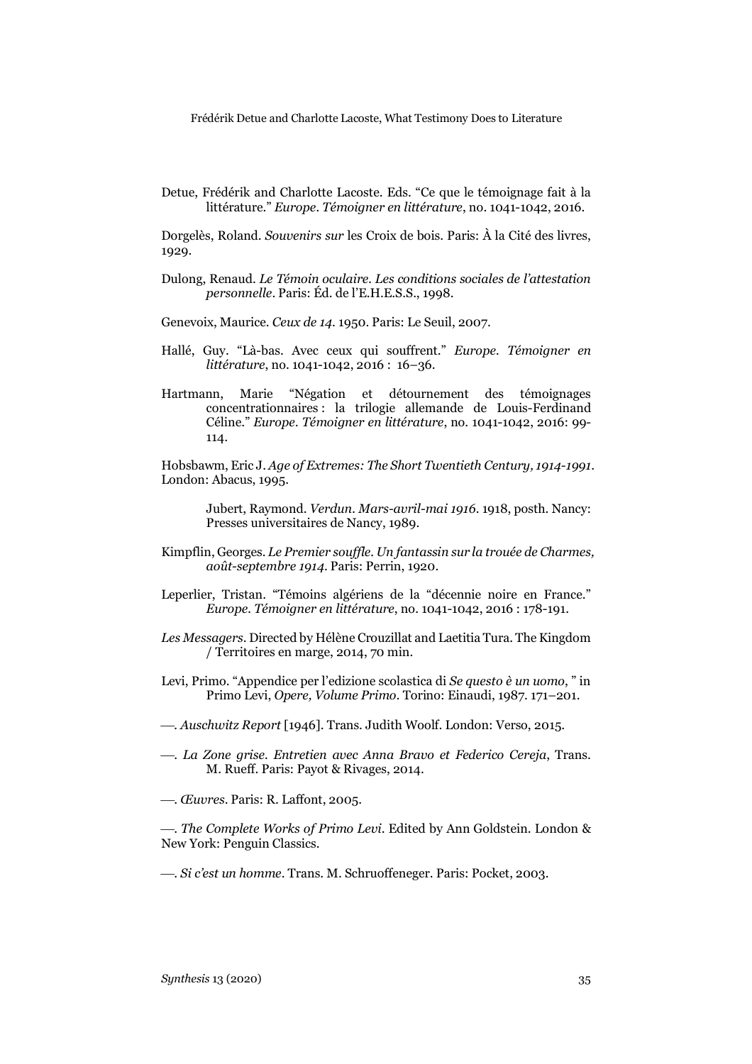Detue, Frédérik and Charlotte Lacoste. Eds. "Ce que le témoignage fait à la littérature." *Europe. Témoigner en littérature*, no. 1041-1042, 2016.

Dorgelès, Roland. *Souvenirs sur* les Croix de bois. Paris: À la Cité des livres, 1929.

Dulong, Renaud. *Le Témoin oculaire. Les conditions sociales de l'attestation personnelle*. Paris: Éd. de l'E.H.E.S.S., 1998.

Genevoix, Maurice. *Ceux de 14*. 1950. Paris: Le Seuil, 2007.

Hallé, Guy. "Là-bas. Avec ceux qui souffrent." *Europe. Témoigner en littérature*, no. 1041-1042, 2016 : 16–36.

Hartmann, Marie "Négation et détournement des témoignages concentrationnaires : la trilogie allemande de Louis-Ferdinand Céline." *Europe. Témoigner en littérature*, no. 1041-1042, 2016: 99-114.

Hobsbawm, Eric J. *Age of Extremes: The Short Twentieth Century, 1914-1991*. London: Abacus, 1995.

Jubert, Raymond. *Verdun. Mars-avril-mai 1916*. 1918, posth. Nancy: Presses universitaires de Nancy, 1989.

Kimpflin, Georges. *Le Premier souffle. Un fantassin sur la trouée de Charmes, août-septembre 1914*. Paris: Perrin, 1920.

Leperlier, Tristan. "Témoins algériens de la "décennie noire en France." *Europe. Témoigner en littérature*, no. 1041-1042, 2016 : 178-191.

*Les Messagers*. Directed by Hélène Crouzillat and Laetitia Tura. The Kingdom / Territoires en marge, 2014, 70 min.

Levi, Primo. "Appendice per l'edizione scolastica di *Se questo è un uomo*, " in Primo Levi, *Opere, Volume Primo*. Torino: Einaudi, 1987. 171–201.

—. *Auschwitz Report* [1946]. Trans. Judith Woolf. London: Verso, 2015.

—. *La Zone grise. Entretien avec Anna Bravo et Federico Cereja*, Trans. M. Rueff. Paris: Payot & Rivages, 2014.

—. *Œuvres*. Paris: R. Laffont, 2005.

—. *The Complete Works of Primo Levi*. Edited by Ann Goldstein. London & New York: Penguin Classics.

—. *Si c'est un homme*. Trans. M. Schruoffeneger. Paris: Pocket, 2003.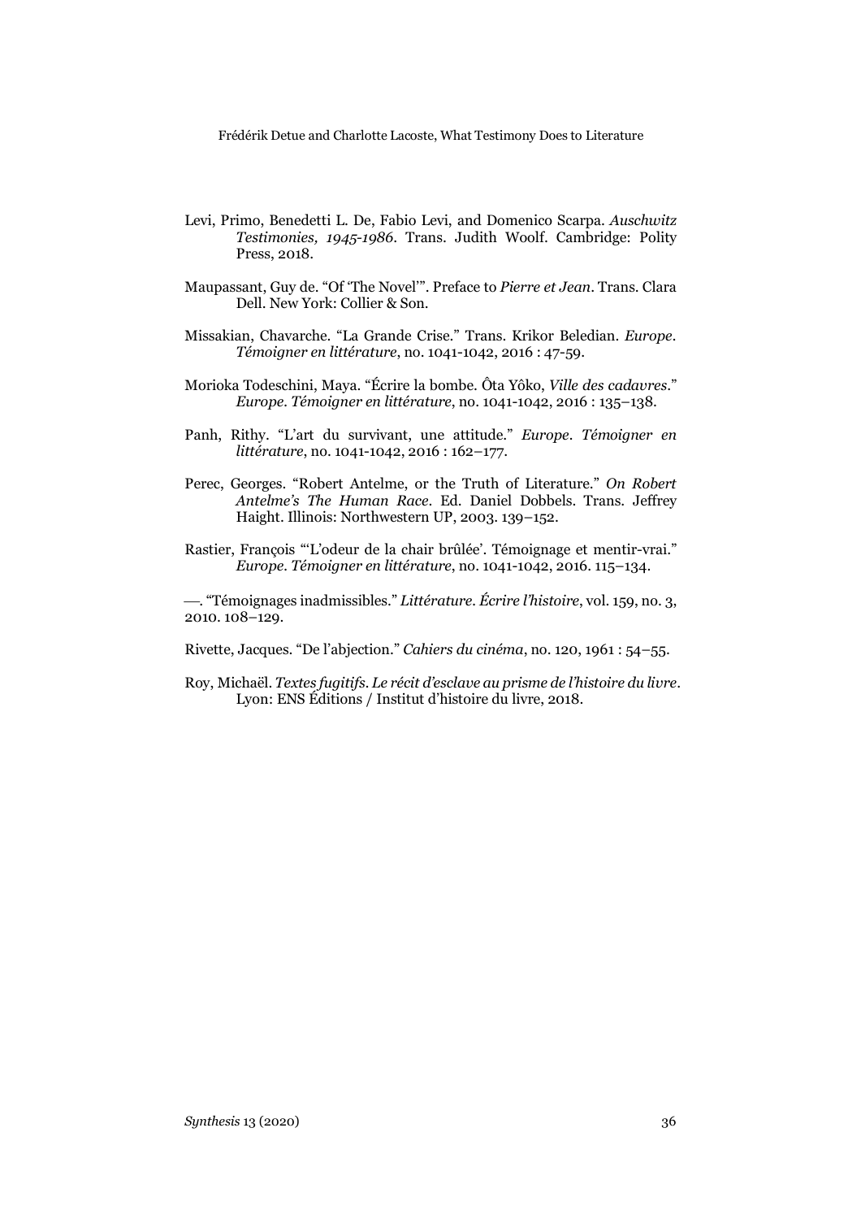Levi, Primo, Benedetti L. De, Fabio Levi, and Domenico Scarpa. *Auschwitz Testimonies, 1945-1986*. Trans. Judith Woolf. Cambridge: Polity Press, 2018.

Maupassant, Guy de. "Of 'The Novel'". Preface to *Pierre et Jean*. Trans. Clara Dell. New York: Collier & Son.

Missakian, Chavarche. "La Grande Crise." Trans. Krikor Beledian. *Europe. Témoigner en littérature*, no. 1041-1042, 2016 : 47-59.

Morioka Todeschini, Maya. "Écrire la bombe. Ôta Yôko, *Ville des cadavres*." *Europe. Témoigner en littérature*, no. 1041-1042, 2016 : 135–138.

Panh, Rithy. "L'art du survivant, une attitude." *Europe. Témoigner en littérature*, no. 1041-1042, 2016 : 162–177.

Perec, Georges. "Robert Antelme, or the Truth of Literature." *On Robert Antelme's The Human Race*. Ed. Daniel Dobbels. Trans. Jeffrey Haight. Illinois: Northwestern UP, 2003. 139–152.

Rastier, François "'L'odeur de la chair brûlée'. Témoignage et mentir-vrai." *Europe. Témoigner en littérature*, no. 1041-1042, 2016. 115–134.

—. "Témoignages inadmissibles." *Littérature. Écrire l'histoire*, vol. 159, no. 3, 2010. 108–129.

Rivette, Jacques. "De l'abjection." *Cahiers du cinéma*, no. 120, 1961 : 54–55.

Roy, Michaël. *Textes fugitifs. Le récit d'esclave au prisme de l'histoire du livre*. Lyon: ENS Éditions / Institut d'histoire du livre, 2018.